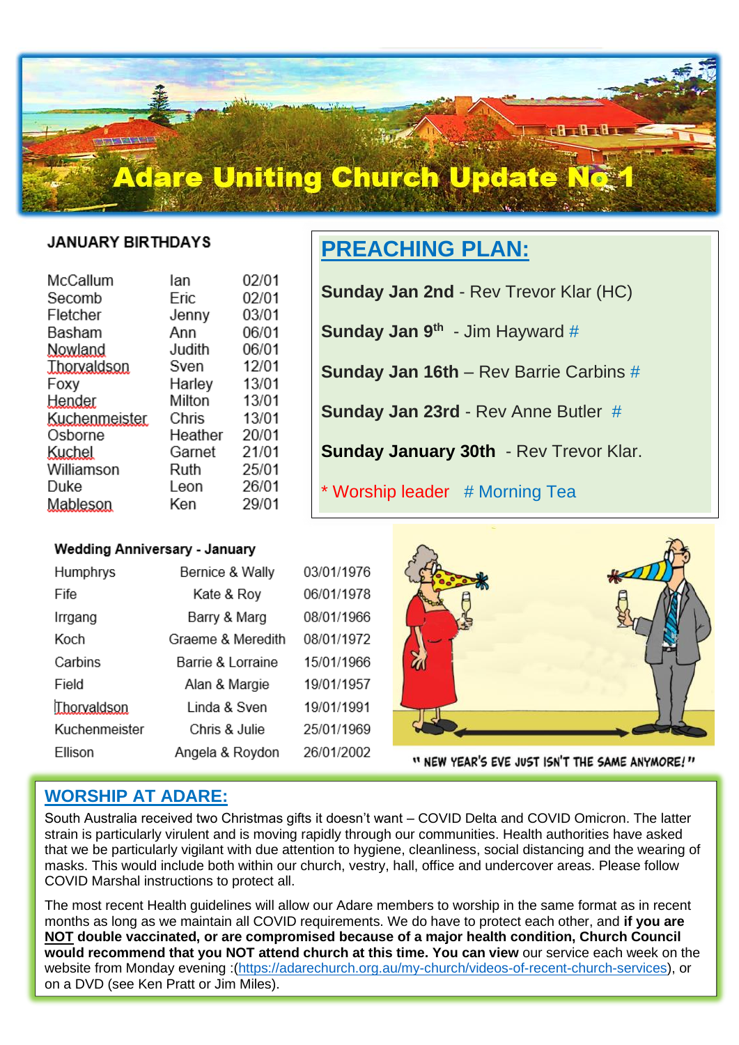# Adare Uniting Church Update No 1

## JANUARY BIRTHDAYS

| | | |
|---|---|---|
| McCallum | Ian | 02/01 |
| Secomb | Eric | 02/01 |
| Fletcher | Jenny | 03/01 |
| Basham | Ann | 06/01 |
| Nowland | Judith | 06/01 |
| Thorvaldson | Sven | 12/01 |
| Foxy | Harley | 13/01 |
| Hender | Milton | 13/01 |
| Kuchenmeister | Chris | 13/01 |
| Osborne | Heather | 20/01 |
| Kuchel | Garnet | 21/01 |
| Williamson | Ruth | 25/01 |
| Duke | Leon | 26/01 |
| Mableson | Ken | 29/01 |

## PREACHING PLAN:

**Sunday Jan 2nd** - Rev Trevor Klar (HC)

**Sunday Jan 9th** - Jim Hayward #

**Sunday Jan 16th** – Rev Barrie Carbins #

**Sunday Jan 23rd** - Rev Anne Butler #

**Sunday January 30th** - Rev Trevor Klar.

\* Worship leader # Morning Tea

## Wedding Anniversary - January

| | | |
|---|---|---|
| Humphrys | Bernice & Wally | 03/01/1976 |
| Fife | Kate & Roy | 06/01/1978 |
| Irrgang | Barry & Marg | 08/01/1966 |
| Koch | Graeme & Meredith | 08/01/1972 |
| Carbins | Barrie & Lorraine | 15/01/1966 |
| Field | Alan & Margie | 19/01/1957 |
| Thorvaldson | Linda & Sven | 19/01/1991 |
| Kuchenmeister | Chris & Julie | 25/01/1969 |
| Ellison | Angela & Roydon | 26/01/2002 |

" NEW YEAR'S EVE JUST ISN'T THE SAME ANYMORE! "

## WORSHIP AT ADARE:

South Australia received two Christmas gifts it doesn't want – COVID Delta and COVID Omicron. The latter strain is particularly virulent and is moving rapidly through our communities. Health authorities have asked that we be particularly vigilant with due attention to hygiene, cleanliness, social distancing and the wearing of masks. This would include both within our church, vestry, hall, office and undercover areas. Please follow COVID Marshal instructions to protect all.

The most recent Health guidelines will allow our Adare members to worship in the same format as in recent months as long as we maintain all COVID requirements. We do have to protect each other, and **if you are NOT double vaccinated, or are compromised because of a major health condition, Church Council would recommend that you NOT attend church at this time. You can view** our service each week on the website from Monday evening :(https://adarechurch.org.au/my-church/videos-of-recent-church-services), or on a DVD (see Ken Pratt or Jim Miles).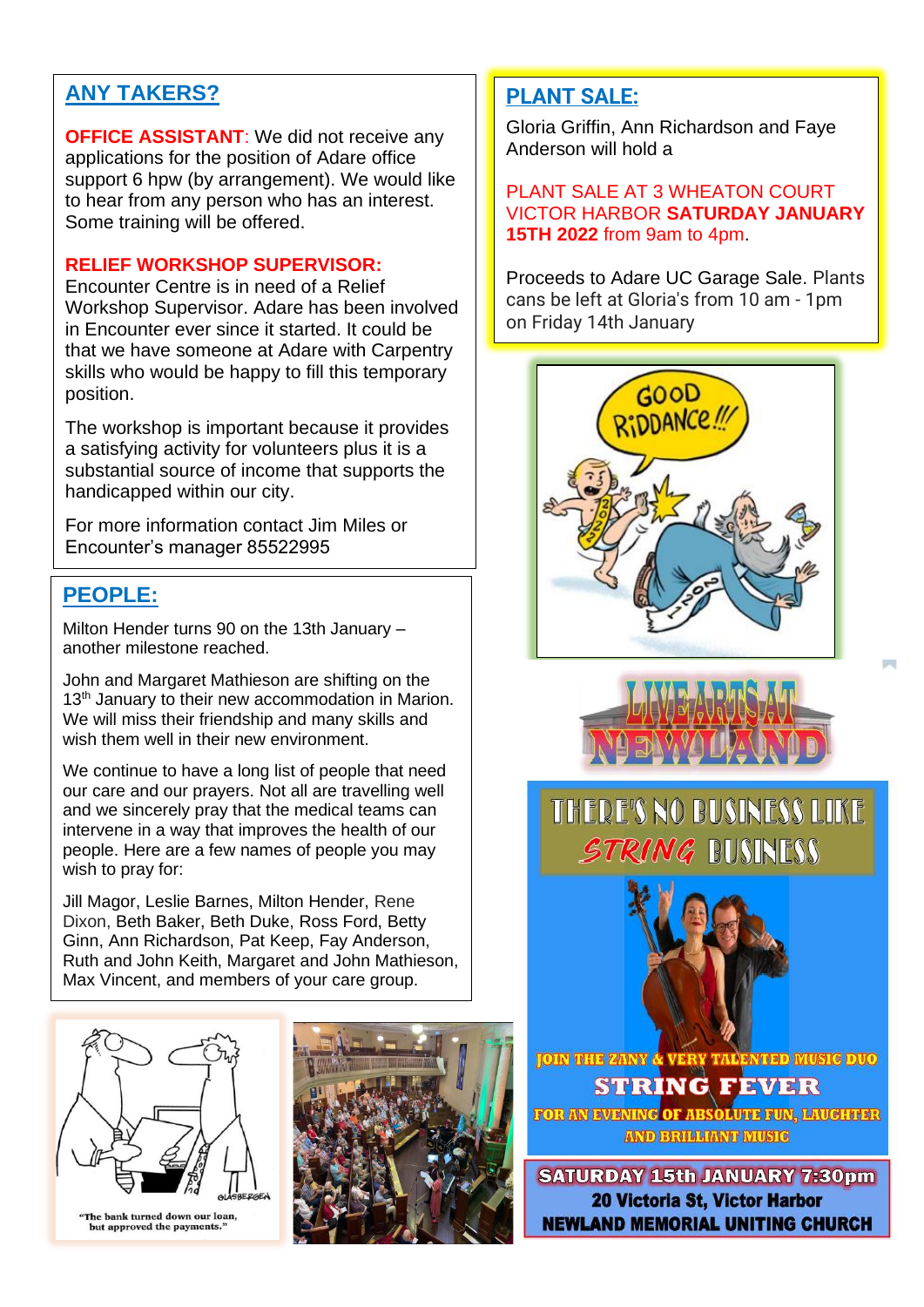## ANY TAKERS?

**OFFICE ASSISTANT**: We did not receive any applications for the position of Adare office support 6 hpw (by arrangement). We would like to hear from any person who has an interest. Some training will be offered.

**RELIEF WORKSHOP SUPERVISOR:**
Encounter Centre is in need of a Relief Workshop Supervisor. Adare has been involved in Encounter ever since it started. It could be that we have someone at Adare with Carpentry skills who would be happy to fill this temporary position.

The workshop is important because it provides a satisfying activity for volunteers plus it is a substantial source of income that supports the handicapped within our city.

For more information contact Jim Miles or Encounter's manager 85522995

## PEOPLE:

Milton Hender turns 90 on the 13th January – another milestone reached.

John and Margaret Mathieson are shifting on the 13th January to their new accommodation in Marion. We will miss their friendship and many skills and wish them well in their new environment.

We continue to have a long list of people that need our care and our prayers. Not all are travelling well and we sincerely pray that the medical teams can intervene in a way that improves the health of our people. Here are a few names of people you may wish to pray for:

Jill Magor, Leslie Barnes, Milton Hender, Rene Dixon, Beth Baker, Beth Duke, Ross Ford, Betty Ginn, Ann Richardson, Pat Keep, Fay Anderson, Ruth and John Keith, Margaret and John Mathieson, Max Vincent, and members of your care group.

"The bank turned down our loan, but approved the payments."

## PLANT SALE:

Gloria Griffin, Ann Richardson and Faye Anderson will hold a

PLANT SALE AT 3 WHEATON COURT VICTOR HARBOR **SATURDAY JANUARY 15TH 2022** from 9am to 4pm.

Proceeds to Adare UC Garage Sale. Plants cans be left at Gloria's from 10 am - 1pm on Friday 14th January

GOOD RIDDANCE!!!

LIVE ARTS AT NEWLAND

THERE'S NO BUSINESS LIKE STRING BUSINESS

JOIN THE ZANY & VERY TALENTED MUSIC DUO

**STRING FEVER**

FOR AN EVENING OF ABSOLUTE FUN, LAUGHTER AND BRILLIANT MUSIC

**SATURDAY 15th JANUARY 7:30pm**
**20 Victoria St, Victor Harbor**
**NEWLAND MEMORIAL UNITING CHURCH**